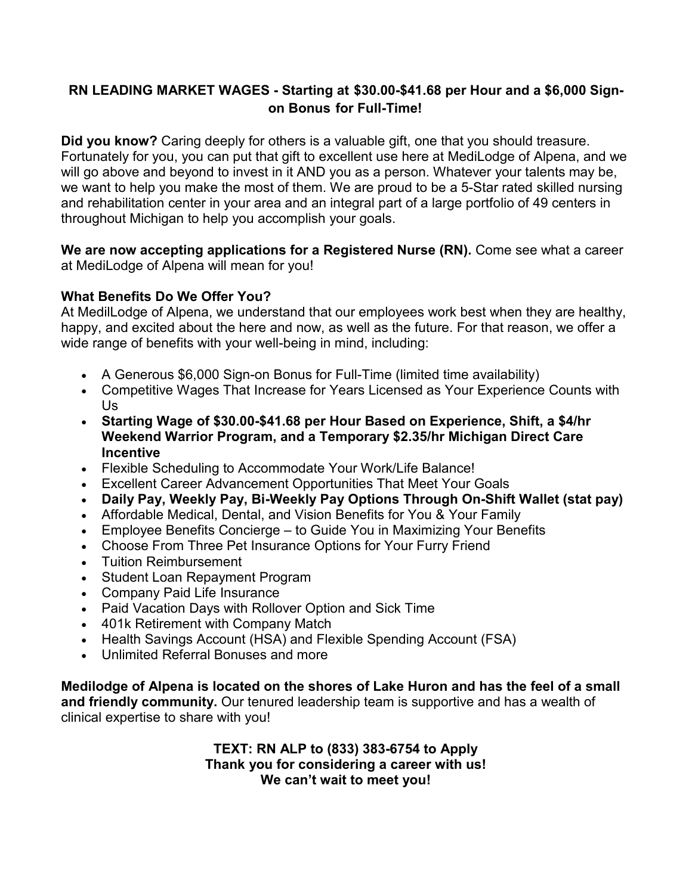**RN LEADING MARKET WAGES - Starting at $30.00-$41.68 per Hour and a $6,000 Sign-on Bonus for Full-Time!**

**Did you know?** Caring deeply for others is a valuable gift, one that you should treasure. Fortunately for you, you can put that gift to excellent use here at MediLodge of Alpena, and we will go above and beyond to invest in it AND you as a person. Whatever your talents may be, we want to help you make the most of them. We are proud to be a 5-Star rated skilled nursing and rehabilitation center in your area and an integral part of a large portfolio of 49 centers in throughout Michigan to help you accomplish your goals.

**We are now accepting applications for a Registered Nurse (RN).** Come see what a career at MediLodge of Alpena will mean for you!

**What Benefits Do We Offer You?**
At MedilLodge of Alpena, we understand that our employees work best when they are healthy, happy, and excited about the here and now, as well as the future. For that reason, we offer a wide range of benefits with your well-being in mind, including:

- A Generous $6,000 Sign-on Bonus for Full-Time (limited time availability)
- Competitive Wages That Increase for Years Licensed as Your Experience Counts with Us
- **Starting Wage of $30.00-$41.68 per Hour Based on Experience, Shift, a $4/hr Weekend Warrior Program, and a Temporary $2.35/hr Michigan Direct Care Incentive**
- Flexible Scheduling to Accommodate Your Work/Life Balance!
- Excellent Career Advancement Opportunities That Meet Your Goals
- **Daily Pay, Weekly Pay, Bi-Weekly Pay Options Through On-Shift Wallet (stat pay)**
- Affordable Medical, Dental, and Vision Benefits for You & Your Family
- Employee Benefits Concierge – to Guide You in Maximizing Your Benefits
- Choose From Three Pet Insurance Options for Your Furry Friend
- Tuition Reimbursement
- Student Loan Repayment Program
- Company Paid Life Insurance
- Paid Vacation Days with Rollover Option and Sick Time
- 401k Retirement with Company Match
- Health Savings Account (HSA) and Flexible Spending Account (FSA)
- Unlimited Referral Bonuses and more

**Medilodge of Alpena is located on the shores of Lake Huron and has the feel of a small and friendly community.** Our tenured leadership team is supportive and has a wealth of clinical expertise to share with you!

**TEXT: RN ALP to (833) 383-6754 to Apply**
**Thank you for considering a career with us!**
**We can't wait to meet you!**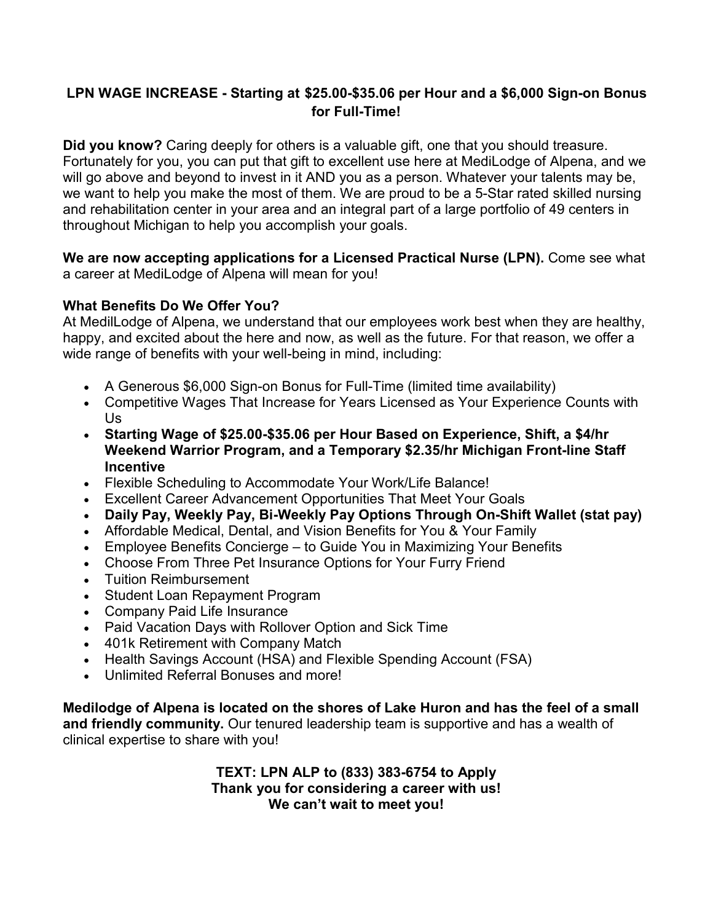**LPN WAGE INCREASE - Starting at $25.00-$35.06 per Hour and a $6,000 Sign-on Bonus for Full-Time!**

**Did you know?** Caring deeply for others is a valuable gift, one that you should treasure. Fortunately for you, you can put that gift to excellent use here at MediLodge of Alpena, and we will go above and beyond to invest in it AND you as a person. Whatever your talents may be, we want to help you make the most of them. We are proud to be a 5-Star rated skilled nursing and rehabilitation center in your area and an integral part of a large portfolio of 49 centers in throughout Michigan to help you accomplish your goals.

**We are now accepting applications for a Licensed Practical Nurse (LPN).** Come see what a career at MediLodge of Alpena will mean for you!

**What Benefits Do We Offer You?**
At MedilLodge of Alpena, we understand that our employees work best when they are healthy, happy, and excited about the here and now, as well as the future. For that reason, we offer a wide range of benefits with your well-being in mind, including:

- A Generous $6,000 Sign-on Bonus for Full-Time (limited time availability)
- Competitive Wages That Increase for Years Licensed as Your Experience Counts with Us
- **Starting Wage of $25.00-$35.06 per Hour Based on Experience, Shift, a $4/hr Weekend Warrior Program, and a Temporary $2.35/hr Michigan Front-line Staff Incentive**
- Flexible Scheduling to Accommodate Your Work/Life Balance!
- Excellent Career Advancement Opportunities That Meet Your Goals
- **Daily Pay, Weekly Pay, Bi-Weekly Pay Options Through On-Shift Wallet (stat pay)**
- Affordable Medical, Dental, and Vision Benefits for You & Your Family
- Employee Benefits Concierge – to Guide You in Maximizing Your Benefits
- Choose From Three Pet Insurance Options for Your Furry Friend
- Tuition Reimbursement
- Student Loan Repayment Program
- Company Paid Life Insurance
- Paid Vacation Days with Rollover Option and Sick Time
- 401k Retirement with Company Match
- Health Savings Account (HSA) and Flexible Spending Account (FSA)
- Unlimited Referral Bonuses and more!

**Medilodge of Alpena is located on the shores of Lake Huron and has the feel of a small and friendly community.** Our tenured leadership team is supportive and has a wealth of clinical expertise to share with you!

**TEXT: LPN ALP to (833) 383-6754 to Apply**
**Thank you for considering a career with us!**
**We can't wait to meet you!**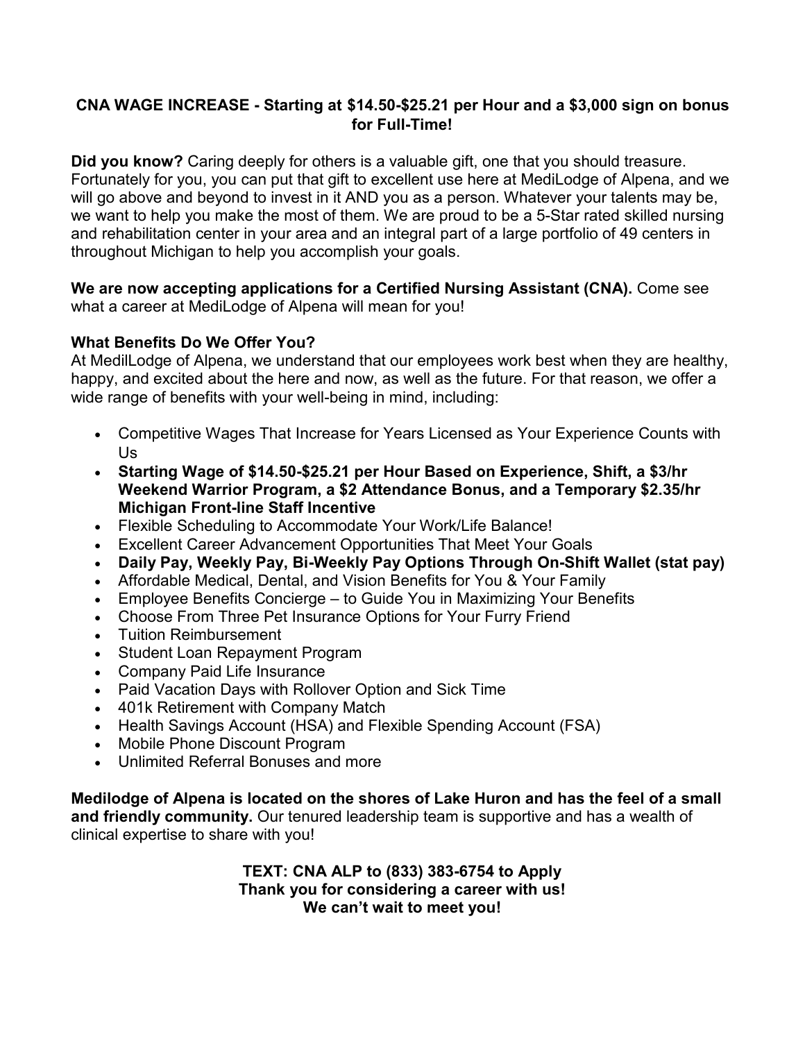**CNA WAGE INCREASE - Starting at $14.50-$25.21 per Hour and a $3,000 sign on bonus for Full-Time!**

**Did you know?** Caring deeply for others is a valuable gift, one that you should treasure. Fortunately for you, you can put that gift to excellent use here at MediLodge of Alpena, and we will go above and beyond to invest in it AND you as a person. Whatever your talents may be, we want to help you make the most of them. We are proud to be a 5-Star rated skilled nursing and rehabilitation center in your area and an integral part of a large portfolio of 49 centers in throughout Michigan to help you accomplish your goals.

**We are now accepting applications for a Certified Nursing Assistant (CNA).** Come see what a career at MediLodge of Alpena will mean for you!

**What Benefits Do We Offer You?**
At MedilLodge of Alpena, we understand that our employees work best when they are healthy, happy, and excited about the here and now, as well as the future. For that reason, we offer a wide range of benefits with your well-being in mind, including:

- Competitive Wages That Increase for Years Licensed as Your Experience Counts with Us
- **Starting Wage of $14.50-$25.21 per Hour Based on Experience, Shift, a $3/hr Weekend Warrior Program, a $2 Attendance Bonus, and a Temporary $2.35/hr Michigan Front-line Staff Incentive**
- Flexible Scheduling to Accommodate Your Work/Life Balance!
- Excellent Career Advancement Opportunities That Meet Your Goals
- **Daily Pay, Weekly Pay, Bi-Weekly Pay Options Through On-Shift Wallet (stat pay)**
- Affordable Medical, Dental, and Vision Benefits for You & Your Family
- Employee Benefits Concierge – to Guide You in Maximizing Your Benefits
- Choose From Three Pet Insurance Options for Your Furry Friend
- Tuition Reimbursement
- Student Loan Repayment Program
- Company Paid Life Insurance
- Paid Vacation Days with Rollover Option and Sick Time
- 401k Retirement with Company Match
- Health Savings Account (HSA) and Flexible Spending Account (FSA)
- Mobile Phone Discount Program
- Unlimited Referral Bonuses and more

**Medilodge of Alpena is located on the shores of Lake Huron and has the feel of a small and friendly community.** Our tenured leadership team is supportive and has a wealth of clinical expertise to share with you!

**TEXT: CNA ALP to (833) 383-6754 to Apply**
**Thank you for considering a career with us!**
**We can't wait to meet you!**